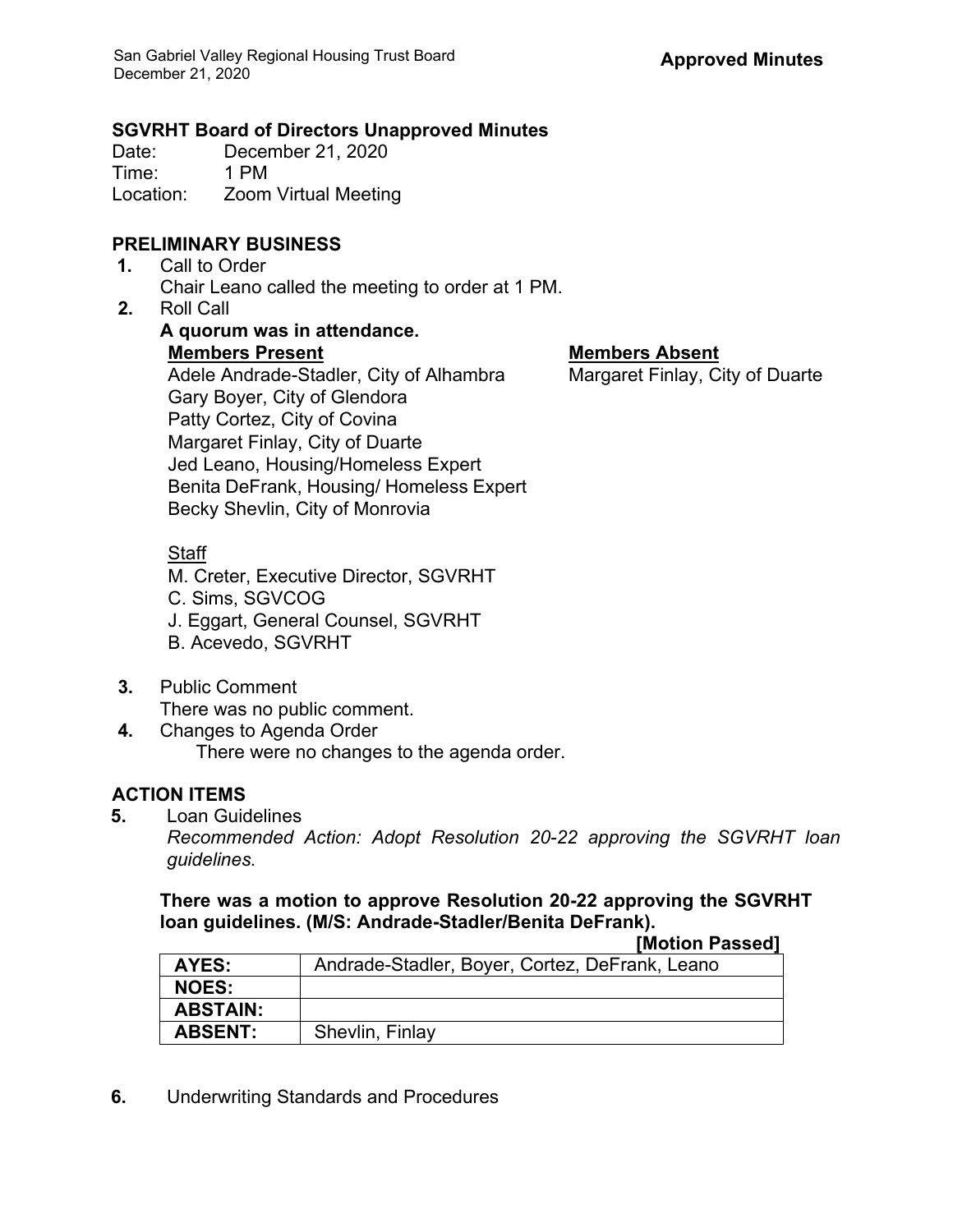**Approved Minutes**

### SGVRHT Board of Directors Unapproved Minutes

Date: December 21, 2020
Time: 1 PM
Location: Zoom Virtual Meeting

### PRELIMINARY BUSINESS

1. Call to Order
   Chair Leano called the meeting to order at 1 PM.
2. Roll Call
   **A quorum was in attendance.**

   **Members Present**
   Adele Andrade-Stadler, City of Alhambra
   Gary Boyer, City of Glendora
   Patty Cortez, City of Covina
   Margaret Finlay, City of Duarte
   Jed Leano, Housing/Homeless Expert
   Benita DeFrank, Housing/ Homeless Expert
   Becky Shevlin, City of Monrovia

   **Members Absent**
   Margaret Finlay, City of Duarte

   Staff
   M. Creter, Executive Director, SGVRHT
   C. Sims, SGVCOG
   J. Eggart, General Counsel, SGVRHT
   B. Acevedo, SGVRHT

3. Public Comment
   There was no public comment.
4. Changes to Agenda Order
   There were no changes to the agenda order.

### ACTION ITEMS

5. Loan Guidelines
   *Recommended Action: Adopt Resolution 20-22 approving the SGVRHT loan guidelines.*

   **There was a motion to approve Resolution 20-22 approving the SGVRHT loan guidelines. (M/S: Andrade-Stadler/Benita DeFrank).**

   **[Motion Passed]**

| | |
|---|---|
| **AYES:** | Andrade-Stadler, Boyer, Cortez, DeFrank, Leano |
| **NOES:** | |
| **ABSTAIN:** | |
| **ABSENT:** | Shevlin, Finlay |

6. Underwriting Standards and Procedures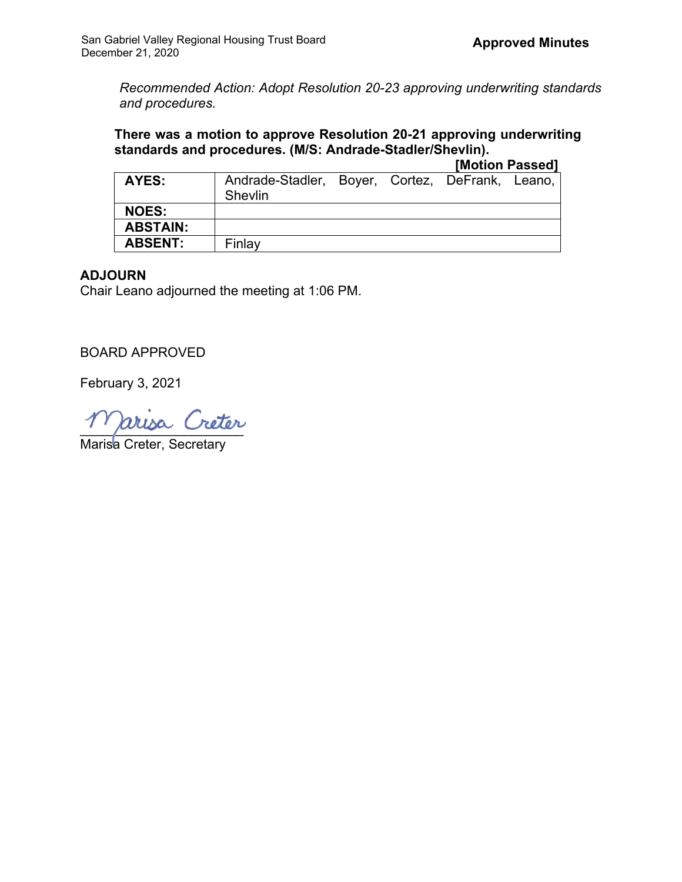*Recommended Action: Adopt Resolution 20-23 approving underwriting standards and procedures.*

**There was a motion to approve Resolution 20-21 approving underwriting standards and procedures. (M/S: Andrade-Stadler/Shevlin).**

**[Motion Passed]**

| | |
|---|---|
| **AYES:** | Andrade-Stadler, Boyer, Cortez, DeFrank, Leano, Shevlin |
| **NOES:** | |
| **ABSTAIN:** | |
| **ABSENT:** | Finlay |

## ADJOURN

Chair Leano adjourned the meeting at 1:06 PM.

BOARD APPROVED

February 3, 2021

Marisa Creter

Marisa Creter, Secretary